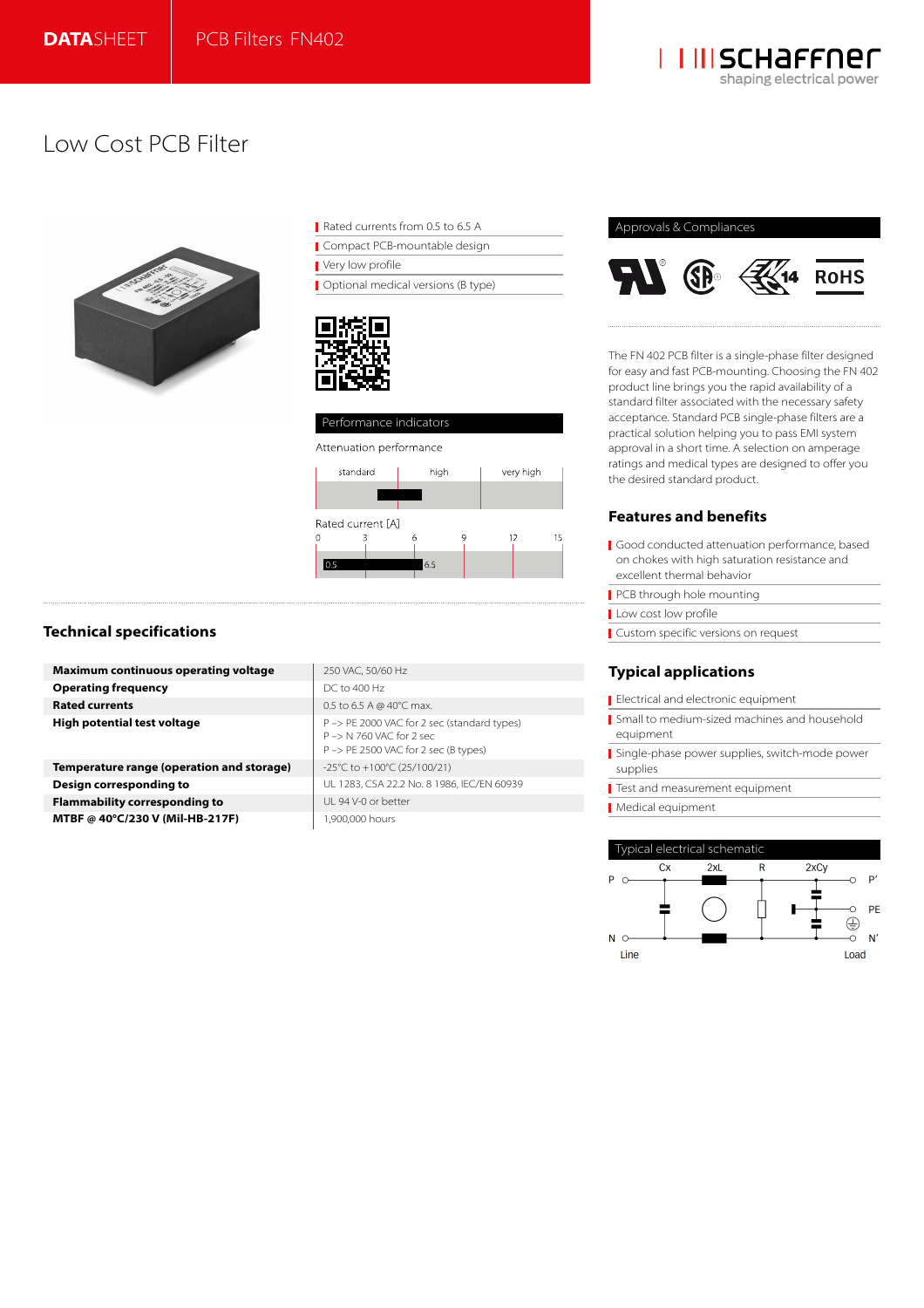# DATASHEET | PCB Filters FN402

## Low Cost PCB Filter

- Rated currents from 0.5 to 6.5 A
- Compact PCB-mountable design
- Very low profile
- Optional medical versions (B type)

### Performance indicators

Attenuation performance

| standard | high | very high |
|---|---|---|

Rated current [A]

0 | 3 | 6 | 9 | 12 | 15

0.5 – 6.5

### Approvals & Compliances

RoHS

The FN 402 PCB filter is a single-phase filter designed for easy and fast PCB-mounting. Choosing the FN 402 product line brings you the rapid availability of a standard filter associated with the necessary safety acceptance. Standard PCB single-phase filters are a practical solution helping you to pass EMI system approval in a short time. A selection on amperage ratings and medical types are designed to offer you the desired standard product.

## Features and benefits

- Good conducted attenuation performance, based on chokes with high saturation resistance and excellent thermal behavior
- PCB through hole mounting
- Low cost low profile
- Custom specific versions on request

## Typical applications

- Electrical and electronic equipment
- Small to medium-sized machines and household equipment
- Single-phase power supplies, switch-mode power supplies
- Test and measurement equipment
- Medical equipment

## Technical specifications

| | |
|---|---|
| **Maximum continuous operating voltage** | 250 VAC, 50/60 Hz |
| **Operating frequency** | DC to 400 Hz |
| **Rated currents** | 0.5 to 6.5 A @ 40°C max. |
| **High potential test voltage** | P –> PE 2000 VAC for 2 sec (standard types)<br>P –> N 760 VAC for 2 sec<br>P –> PE 2500 VAC for 2 sec (B types) |
| **Temperature range (operation and storage)** | -25°C to +100°C (25/100/21) |
| **Design corresponding to** | UL 1283, CSA 22.2 No. 8 1986, IEC/EN 60939 |
| **Flammability corresponding to** | UL 94 V-0 or better |
| **MTBF @ 40°C/230 V (Mil-HB-217F)** | 1,900,000 hours |

### Typical electrical schematic

Cx, 2xL, R, 2xCy

P, N, P', PE, N'

Line — Load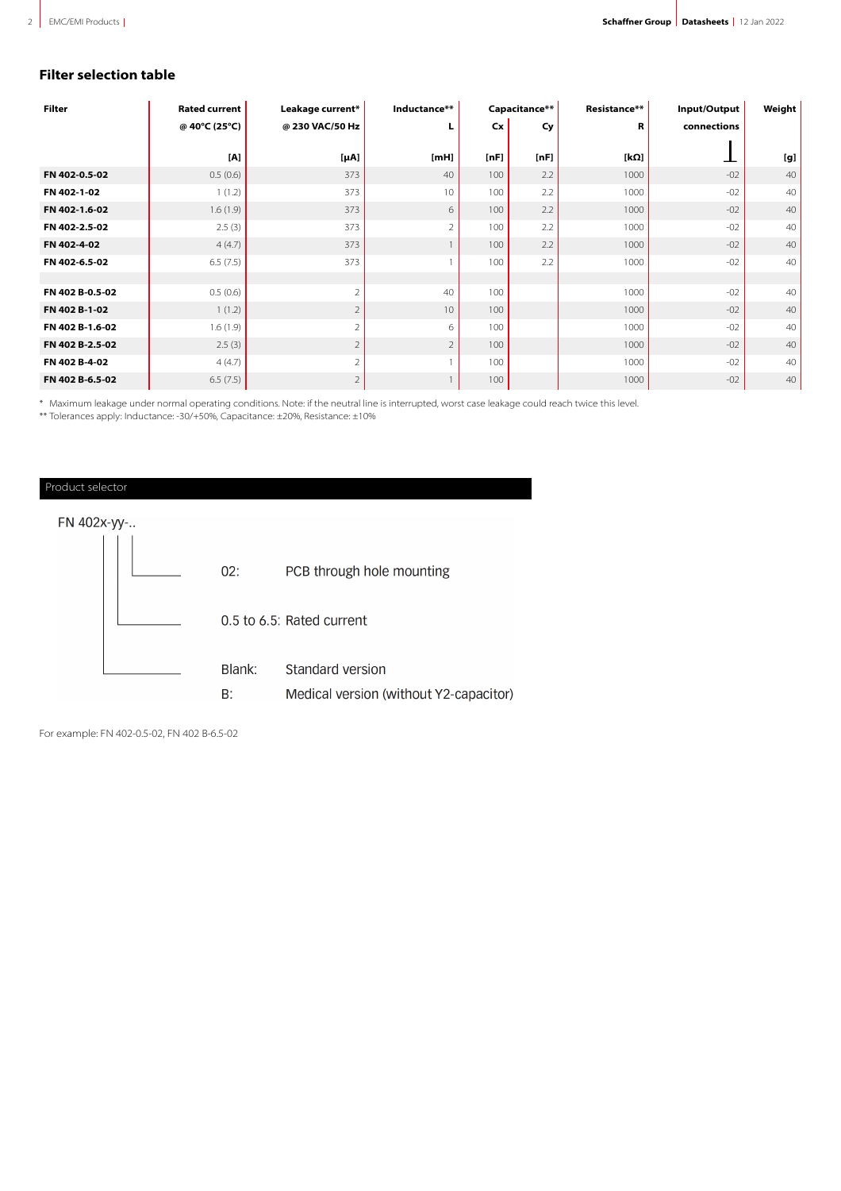## Filter selection table

| Filter | Rated current @ 40°C (25°C) [A] | Leakage current* @ 230 VAC/50 Hz [µA] | Inductance** L [mH] | Capacitance** Cx [nF] | Cy [nF] | Resistance** R [kΩ] | Input/Output connections ⊥ | Weight [g] |
|---|---|---|---|---|---|---|---|---|
| FN 402-0.5-02 | 0.5 (0.6) | 373 | 40 | 100 | 2.2 | 1000 | -02 | 40 |
| FN 402-1-02 | 1 (1.2) | 373 | 10 | 100 | 2.2 | 1000 | -02 | 40 |
| FN 402-1.6-02 | 1.6 (1.9) | 373 | 6 | 100 | 2.2 | 1000 | -02 | 40 |
| FN 402-2.5-02 | 2.5 (3) | 373 | 2 | 100 | 2.2 | 1000 | -02 | 40 |
| FN 402-4-02 | 4 (4.7) | 373 | 1 | 100 | 2.2 | 1000 | -02 | 40 |
| FN 402-6.5-02 | 6.5 (7.5) | 373 | 1 | 100 | 2.2 | 1000 | -02 | 40 |
| | | | | | | | | |
| FN 402 B-0.5-02 | 0.5 (0.6) | 2 | 40 | 100 | | 1000 | -02 | 40 |
| FN 402 B-1-02 | 1 (1.2) | 2 | 10 | 100 | | 1000 | -02 | 40 |
| FN 402 B-1.6-02 | 1.6 (1.9) | 2 | 6 | 100 | | 1000 | -02 | 40 |
| FN 402 B-2.5-02 | 2.5 (3) | 2 | 2 | 100 | | 1000 | -02 | 40 |
| FN 402 B-4-02 | 4 (4.7) | 2 | 1 | 100 | | 1000 | -02 | 40 |
| FN 402 B-6.5-02 | 6.5 (7.5) | 2 | 1 | 100 | | 1000 | -02 | 40 |

\* Maximum leakage under normal operating conditions. Note: if the neutral line is interrupted, worst case leakage could reach twice this level.
** Tolerances apply: Inductance: -30/+50%, Capacitance: ±20%, Resistance: ±10%

### Product selector

FN 402x-yy-..

- 02: PCB through hole mounting
- 0.5 to 6.5: Rated current
- Blank: Standard version
- B: Medical version (without Y2-capacitor)

For example: FN 402-0.5-02, FN 402 B-6.5-02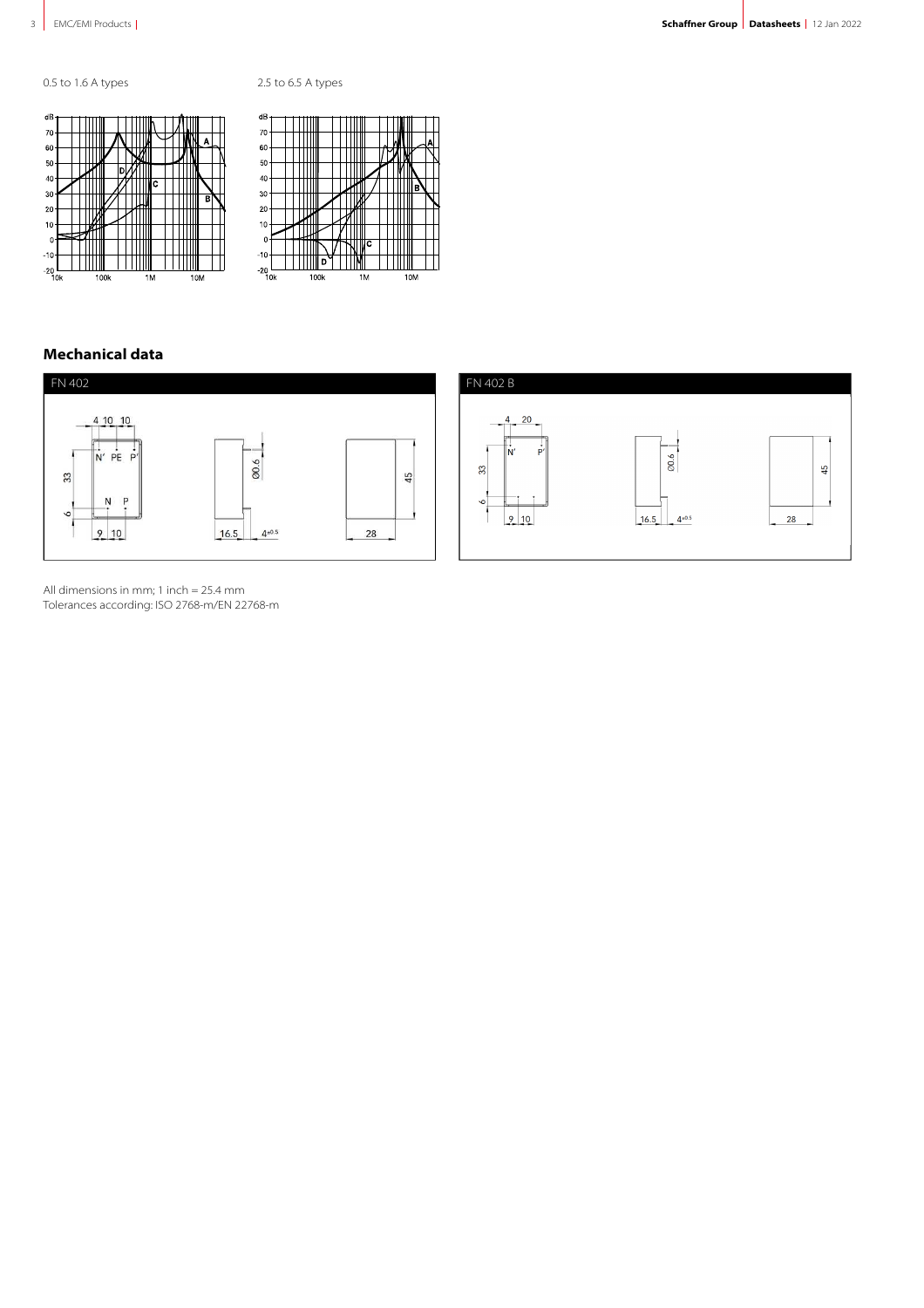0.5 to 1.6 A types

2.5 to 6.5 A types

## Mechanical data

FN 402

FN 402 B

All dimensions in mm; 1 inch = 25.4 mm
Tolerances according: ISO 2768-m/EN 22768-m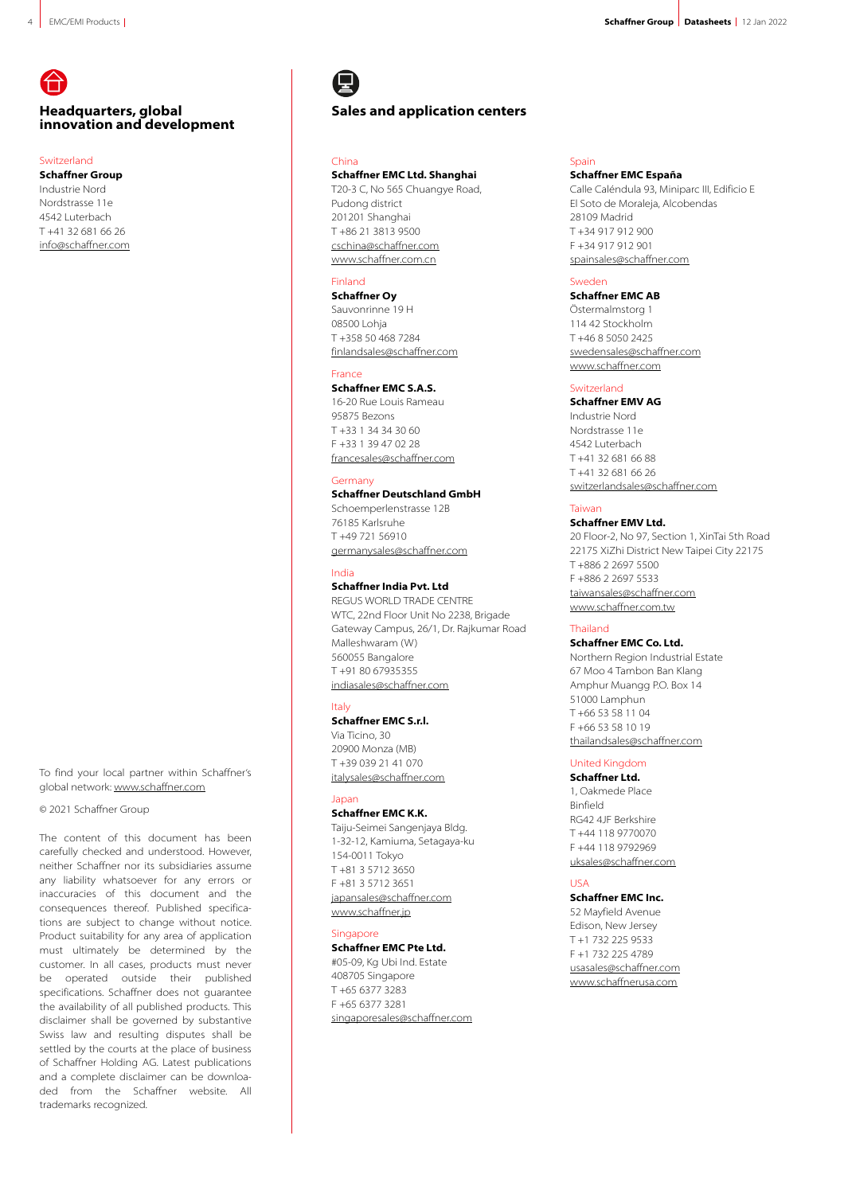## Headquarters, global innovation and development

Switzerland
**Schaffner Group**
Industrie Nord
Nordstrasse 11e
4542 Luterbach
T +41 32 681 66 26
info@schaffner.com

To find your local partner within Schaffner's global network: www.schaffner.com

© 2021 Schaffner Group

The content of this document has been carefully checked and understood. However, neither Schaffner nor its subsidiaries assume any liability whatsoever for any errors or inaccuracies of this document and the consequences thereof. Published specifications are subject to change without notice. Product suitability for any area of application must ultimately be determined by the customer. In all cases, products must never be operated outside their published specifications. Schaffner does not guarantee the availability of all published products. This disclaimer shall be governed by substantive Swiss law and resulting disputes shall be settled by the courts at the place of business of Schaffner Holding AG. Latest publications and a complete disclaimer can be downloaded from the Schaffner website. All trademarks recognized.

## Sales and application centers

China
**Schaffner EMC Ltd. Shanghai**
T20-3 C, No 565 Chuangye Road,
Pudong district
201201 Shanghai
T +86 21 3813 9500
cschina@schaffner.com
www.schaffner.com.cn

Finland
**Schaffner Oy**
Sauvonrinne 19 H
08500 Lohja
T +358 50 468 7284
finlandsales@schaffner.com

France
**Schaffner EMC S.A.S.**
16-20 Rue Louis Rameau
95875 Bezons
T +33 1 34 34 30 60
F +33 1 39 47 02 28
francesales@schaffner.com

Germany
**Schaffner Deutschland GmbH**
Schoemperlenstrasse 12B
76185 Karlsruhe
T +49 721 56910
germanysales@schaffner.com

India
**Schaffner India Pvt. Ltd**
REGUS WORLD TRADE CENTRE
WTC, 22nd Floor Unit No 2238, Brigade
Gateway Campus, 26/1, Dr. Rajkumar Road
Malleshwaram (W)
560055 Bangalore
T +91 80 67935355
indiasales@schaffner.com

Italy
**Schaffner EMC S.r.l.**
Via Ticino, 30
20900 Monza (MB)
T +39 039 21 41 070
italysales@schaffner.com

Japan
**Schaffner EMC K.K.**
Taiju-Seimei Sangenjaya Bldg.
1-32-12, Kamiuma, Setagaya-ku
154-0011 Tokyo
T +81 3 5712 3650
F +81 3 5712 3651
japansales@schaffner.com
www.schaffner.jp

Singapore
**Schaffner EMC Pte Ltd.**
#05-09, Kg Ubi Ind. Estate
408705 Singapore
T +65 6377 3283
F +65 6377 3281
singaporesales@schaffner.com

Spain
**Schaffner EMC España**
Calle Caléndula 93, Miniparc III, Edificio E
El Soto de Moraleja, Alcobendas
28109 Madrid
T +34 917 912 900
F +34 917 912 901
spainsales@schaffner.com

Sweden
**Schaffner EMC AB**
Östermalmstorg 1
114 42 Stockholm
T +46 8 5050 2425
swedensales@schaffner.com
www.schaffner.com

Switzerland
**Schaffner EMV AG**
Industrie Nord
Nordstrasse 11e
4542 Luterbach
T +41 32 681 66 88
T +41 32 681 66 26
switzerlandsales@schaffner.com

Taiwan
**Schaffner EMV Ltd.**
20 Floor-2, No 97, Section 1, XinTai 5th Road
22175 XiZhi District New Taipei City 22175
T +886 2 2697 5500
F +886 2 2697 5533
taiwansales@schaffner.com
www.schaffner.com.tw

Thailand
**Schaffner EMC Co. Ltd.**
Northern Region Industrial Estate
67 Moo 4 Tambon Ban Klang
Amphur Muangg P.O. Box 14
51000 Lamphun
T +66 53 58 11 04
F +66 53 58 10 19
thailandsales@schaffner.com

United Kingdom
**Schaffner Ltd.**
1, Oakmede Place
Binfield
RG42 4JF Berkshire
T +44 118 9770070
F +44 118 9792969
uksales@schaffner.com

USA
**Schaffner EMC Inc.**
52 Mayfield Avenue
Edison, New Jersey
T +1 732 225 9533
F +1 732 225 4789
usasales@schaffner.com
www.schaffnerusa.com